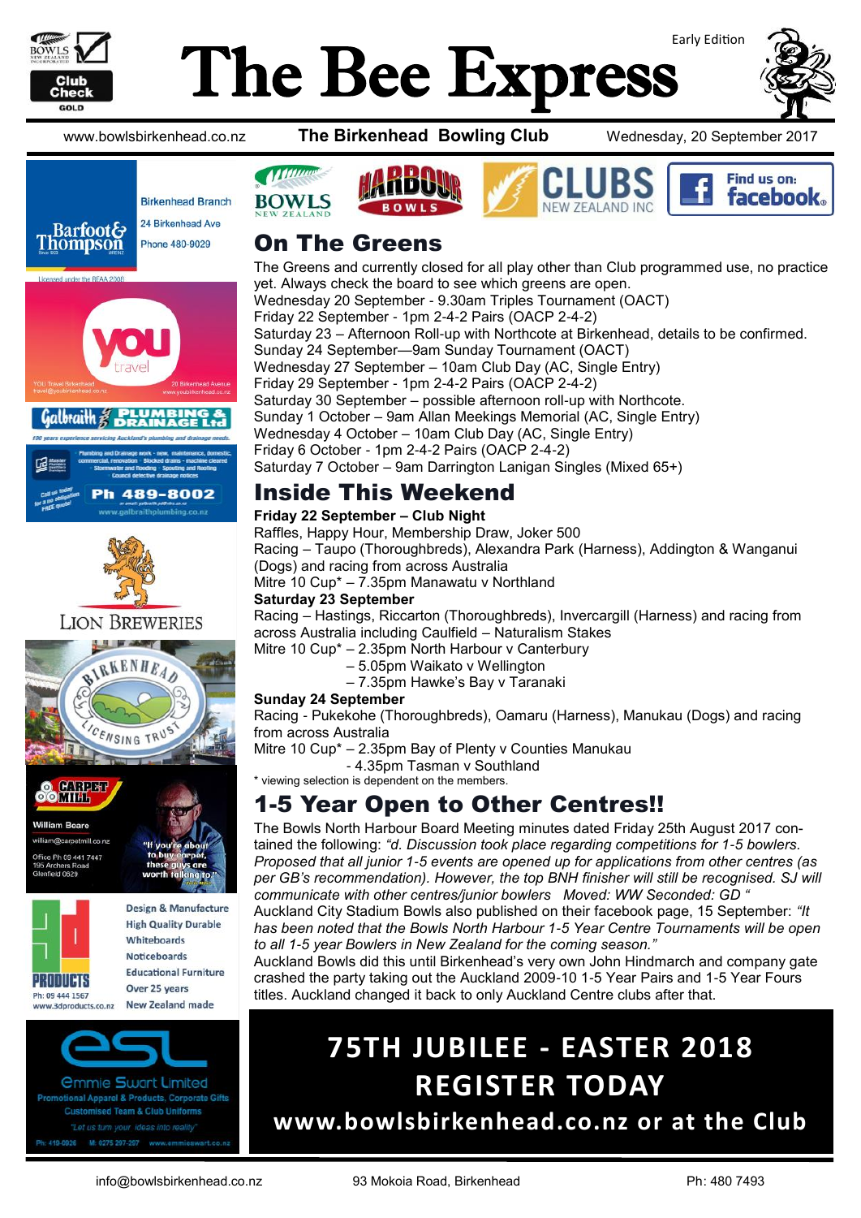# The Bee Express

Early Edition

www.bowlsbirkenhead.co.nz **The Birkenhead Bowling Club** Wednesday, 20 September 2017

## On The Greens

The Greens and currently closed for all play other than Club programmed use, no practice yet. Always check the board to see which greens are open.
Wednesday 20 September - 9.30am Triples Tournament (OACT)
Friday 22 September - 1pm 2-4-2 Pairs (OACP 2-4-2)
Saturday 23 – Afternoon Roll-up with Northcote at Birkenhead, details to be confirmed.
Sunday 24 September—9am Sunday Tournament (OACT)
Wednesday 27 September – 10am Club Day (AC, Single Entry)
Friday 29 September - 1pm 2-4-2 Pairs (OACP 2-4-2)
Saturday 30 September – possible afternoon roll-up with Northcote.
Sunday 1 October – 9am Allan Meekings Memorial (AC, Single Entry)
Wednesday 4 October – 10am Club Day (AC, Single Entry)
Friday 6 October - 1pm 2-4-2 Pairs (OACP 2-4-2)
Saturday 7 October – 9am Darrington Lanigan Singles (Mixed 65+)

## Inside This Weekend

**Friday 22 September – Club Night**
Raffles, Happy Hour, Membership Draw, Joker 500
Racing – Taupo (Thoroughbreds), Alexandra Park (Harness), Addington & Wanganui (Dogs) and racing from across Australia
Mitre 10 Cup* – 7.35pm Manawatu v Northland

**Saturday 23 September**
Racing – Hastings, Riccarton (Thoroughbreds), Invercargill (Harness) and racing from across Australia including Caulfield – Naturalism Stakes
Mitre 10 Cup* – 2.35pm North Harbour v Canterbury
– 5.05pm Waikato v Wellington
– 7.35pm Hawke's Bay v Taranaki

**Sunday 24 September**
Racing - Pukekohe (Thoroughbreds), Oamaru (Harness), Manukau (Dogs) and racing from across Australia
Mitre 10 Cup* – 2.35pm Bay of Plenty v Counties Manukau
- 4.35pm Tasman v Southland

\* viewing selection is dependent on the members.

## 1-5 Year Open to Other Centres!!

The Bowls North Harbour Board Meeting minutes dated Friday 25th August 2017 contained the following: *"d. Discussion took place regarding competitions for 1-5 bowlers. Proposed that all junior 1-5 events are opened up for applications from other centres (as per GB's recommendation). However, the top BNH finisher will still be recognised. SJ will communicate with other centres/junior bowlers Moved: WW Seconded: GD "*
Auckland City Stadium Bowls also published on their facebook page, 15 September: *"It has been noted that the Bowls North Harbour 1-5 Year Centre Tournaments will be open to all 1-5 year Bowlers in New Zealand for the coming season."*
Auckland Bowls did this until Birkenhead's very own John Hindmarch and company gate crashed the party taking out the Auckland 2009-10 1-5 Year Pairs and 1-5 Year Fours titles. Auckland changed it back to only Auckland Centre clubs after that.

**75TH JUBILEE - EASTER 2018**
**REGISTER TODAY**
**www.bowlsbirkenhead.co.nz or at the Club**

Barfoot & Thompson — Birkenhead Branch, 24 Birkenhead Ave, Phone 480-9029. Licensed under the REAA 2008

YOU Travel Birkenhead — travel@youbirkenhead.co.nz — 20 Birkenhead Avenue — www.youbirkenhead.co.nz

Galbraith Plumbing & Drainage Ltd — 100 years experience servicing Auckland's plumbing and drainage needs. Plumbing and Drainage work - new, maintenance, domestic, commercial, renovation · Blocked drains - machine cleared · Stormwater and flooding · Spouting and Roofing · Council defective drainage notices. Call us today for a no obligation FREE quote! Ph 489-8002 — www.galbraithplumbing.co.nz

Lion Breweries

Birkenhead Licensing Trust

Carpet Mill — William Beare — william@carpetmill.co.nz — Office Ph 09 441 7447 — 195 Archers Road, Glenfield 0629 — "If you're about to buy carpet, these guys are worth talking to"

3D Products — Ph: 09 444 1567 — www.3dproducts.co.nz — Design & Manufacture, High Quality Durable Whiteboards, Noticeboards, Educational Furniture, Over 25 years, New Zealand made

Emmie Swart Limited — Promotional Apparel & Products, Corporate Gifts, Customised Team & Club Uniforms — "Let us turn your ideas into reality" — Ph: 419-0926 M: 0275 297-297 www.emmieswart.co.nz

info@bowlsbirkenhead.co.nz 93 Mokoia Road, Birkenhead Ph: 480 7493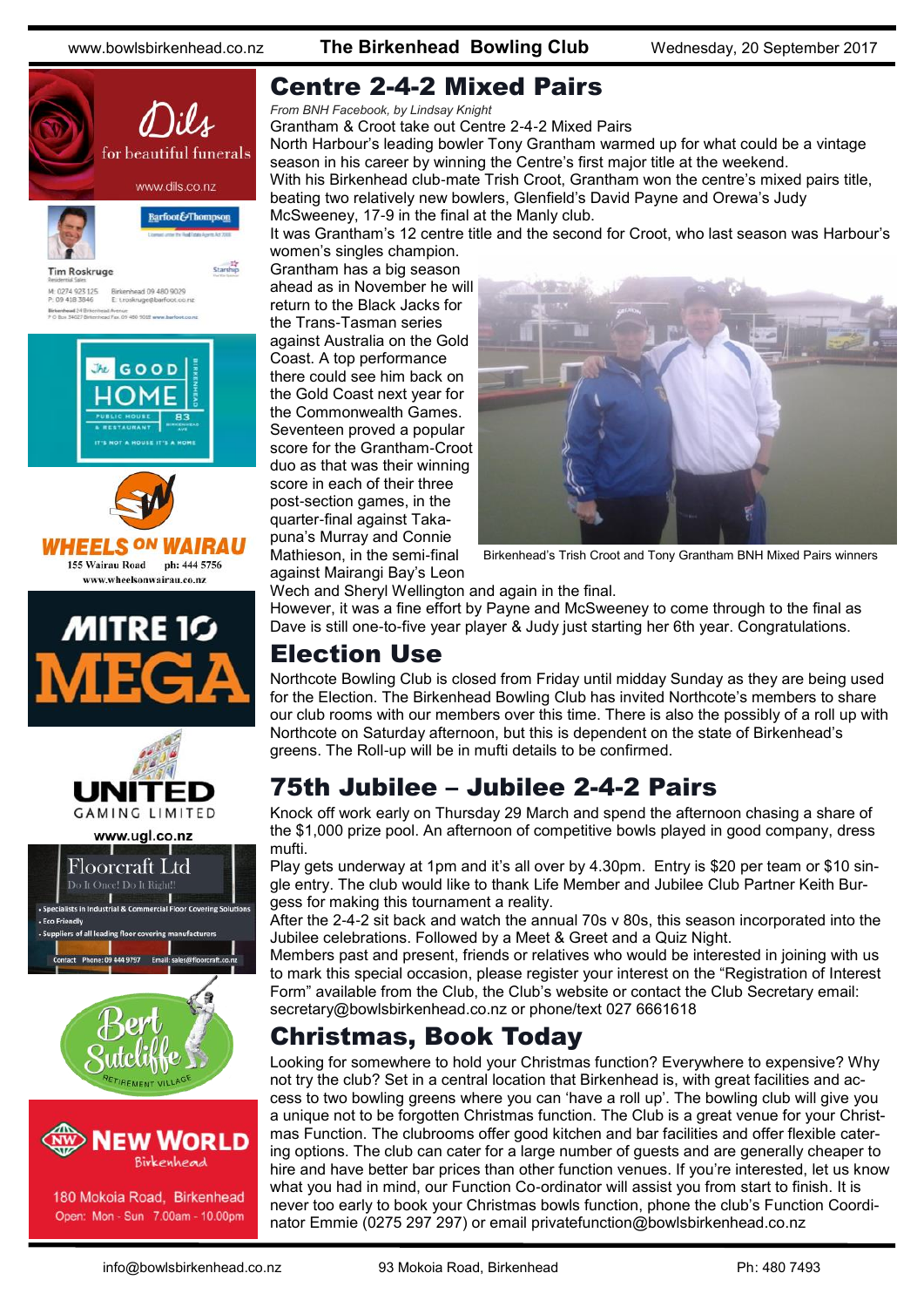## Centre 2-4-2 Mixed Pairs

*From BNH Facebook, by Lindsay Knight*

Grantham & Croot take out Centre 2-4-2 Mixed Pairs

North Harbour's leading bowler Tony Grantham warmed up for what could be a vintage season in his career by winning the Centre's first major title at the weekend.

With his Birkenhead club-mate Trish Croot, Grantham won the centre's mixed pairs title, beating two relatively new bowlers, Glenfield's David Payne and Orewa's Judy McSweeney, 17-9 in the final at the Manly club.

It was Grantham's 12 centre title and the second for Croot, who last season was Harbour's women's singles champion.

Grantham has a big season ahead as in November he will return to the Black Jacks for the Trans-Tasman series against Australia on the Gold Coast. A top performance there could see him back on the Gold Coast next year for the Commonwealth Games. Seventeen proved a popular score for the Grantham-Croot duo as that was their winning score in each of their three post-section games, in the quarter-final against Takapuna's Murray and Connie Mathieson, in the semi-final against Mairangi Bay's Leon Wech and Sheryl Wellington and again in the final.

Birkenhead's Trish Croot and Tony Grantham BNH Mixed Pairs winners

However, it was a fine effort by Payne and McSweeney to come through to the final as Dave is still one-to-five year player & Judy just starting her 6th year. Congratulations.

## Election Use

Northcote Bowling Club is closed from Friday until midday Sunday as they are being used for the Election. The Birkenhead Bowling Club has invited Northcote's members to share our club rooms with our members over this time. There is also the possibly of a roll up with Northcote on Saturday afternoon, but this is dependent on the state of Birkenhead's greens. The Roll-up will be in mufti details to be confirmed.

## 75th Jubilee – Jubilee 2-4-2 Pairs

Knock off work early on Thursday 29 March and spend the afternoon chasing a share of the $1,000 prize pool. An afternoon of competitive bowls played in good company, dress mufti.

Play gets underway at 1pm and it's all over by 4.30pm. Entry is $20 per team or $10 single entry. The club would like to thank Life Member and Jubilee Club Partner Keith Burgess for making this tournament a reality.

After the 2-4-2 sit back and watch the annual 70s v 80s, this season incorporated into the Jubilee celebrations. Followed by a Meet & Greet and a Quiz Night.

Members past and present, friends or relatives who would be interested in joining with us to mark this special occasion, please register your interest on the "Registration of Interest Form" available from the Club, the Club's website or contact the Club Secretary email: secretary@bowlsbirkenhead.co.nz or phone/text 027 6661618

## Christmas, Book Today

Looking for somewhere to hold your Christmas function? Everywhere to expensive? Why not try the club? Set in a central location that Birkenhead is, with great facilities and access to two bowling greens where you can 'have a roll up'. The bowling club will give you a unique not to be forgotten Christmas function. The Club is a great venue for your Christmas Function. The clubrooms offer good kitchen and bar facilities and offer flexible catering options. The club can cater for a large number of guests and are generally cheaper to hire and have better bar prices than other function venues. If you're interested, let us know what you had in mind, our Function Co-ordinator will assist you from start to finish. It is never too early to book your Christmas bowls function, phone the club's Function Coordinator Emmie (0275 297 297) or email privatefunction@bowlsbirkenhead.co.nz

Dils for beautiful funerals www.dils.co.nz

Tim Roskruge — Barfoot & Thompson — M: 0274 923 125 P: 09 418 3846 Birkenhead 09 480 9029 E: t.roskruge@barfoot.co.nz

The Good Home — Public House & Restaurant — 83 Birkenhead Ave — It's not a house it's a home

WHEELS ON WAIRAU — 155 Wairau Road ph: 444 5756 www.wheelsonwairau.co.nz

MITRE 10 MEGA

UNITED GAMING LIMITED www.ugl.co.nz

Floorcraft Ltd — Do It Once! Do It Right!! — Specialists in Industrial & Commercial Floor Covering Solutions — Eco Friendly — Suppliers of all leading floor covering manufacturers — Contact Phone: 09 444 9757 Email: sales@floorcraft.co.nz

Bert Sutcliffe Retirement Village

NEW WORLD Birkenhead — 180 Mokoia Road, Birkenhead — Open: Mon - Sun 7.00am - 10.00pm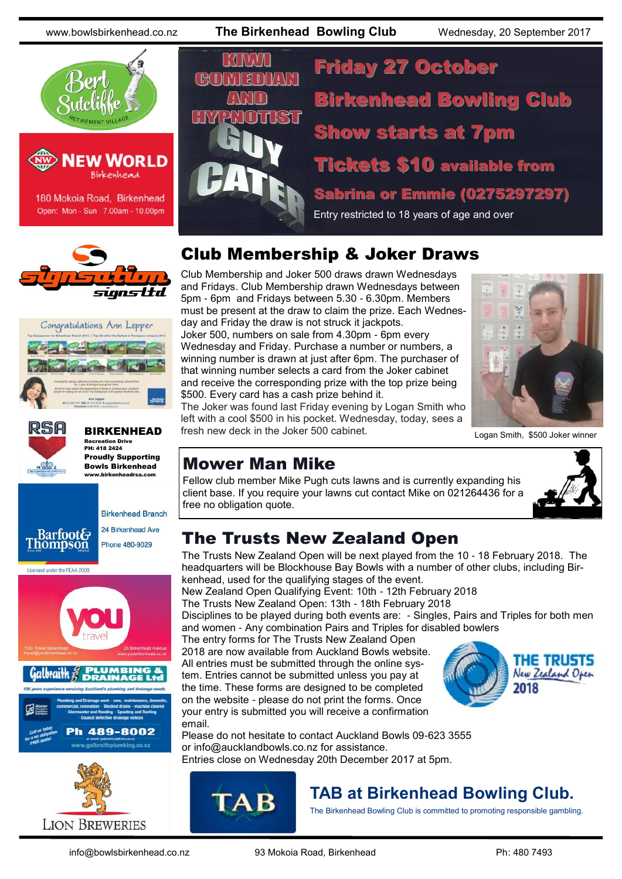## KIWI COMEDIAN AND HYPNOTIST GUY CATER

**Friday 27 October**

**Birkenhead Bowling Club**

**Show starts at 7pm**

**Tickets $10 available from Sabrina or Emmie (0275297297)**

Entry restricted to 18 years of age and over

## Club Membership & Joker Draws

Club Membership and Joker 500 draws drawn Wednesdays and Fridays. Club Membership drawn Wednesdays between 5pm - 6pm and Fridays between 5.30 - 6.30pm. Members must be present at the draw to claim the prize. Each Wednesday and Friday the draw is not struck it jackpots.

Joker 500, numbers on sale from 4.30pm - 6pm every Wednesday and Friday. Purchase a number or numbers, a winning number is drawn at just after 6pm. The purchaser of that winning number selects a card from the Joker cabinet and receive the corresponding prize with the top prize being $500. Every card has a cash prize behind it.

The Joker was found last Friday evening by Logan Smith who left with a cool $500 in his pocket. Wednesday, today, sees a fresh new deck in the Joker 500 cabinet.

Logan Smith, $500 Joker winner

## Mower Man Mike

Fellow club member Mike Pugh cuts lawns and is currently expanding his client base. If you require your lawns cut contact Mike on 021264436 for a free no obligation quote.

## The Trusts New Zealand Open

The Trusts New Zealand Open will be next played from the 10 - 18 February 2018. The headquarters will be Blockhouse Bay Bowls with a number of other clubs, including Birkenhead, used for the qualifying stages of the event.

New Zealand Open Qualifying Event: 10th - 12th February 2018

The Trusts New Zealand Open: 13th - 18th February 2018

Disciplines to be played during both events are: - Singles, Pairs and Triples for both men and women - Any combination Pairs and Triples for disabled bowlers

The entry forms for The Trusts New Zealand Open 2018 are now available from Auckland Bowls website. All entries must be submitted through the online system. Entries cannot be submitted unless you pay at the time. These forms are designed to be completed on the website - please do not print the forms. Once your entry is submitted you will receive a confirmation email.

Please do not hesitate to contact Auckland Bowls 09-623 3555 or info@aucklandbowls.co.nz for assistance.

Entries close on Wednesday 20th December 2017 at 5pm.

THE TRUSTS New Zealand Open 2018

## TAB at Birkenhead Bowling Club.

The Birkenhead Bowling Club is committed to promoting responsible gambling.

Bert Sutcliffe Retirement Village

NEW WORLD Birkenhead
180 Mokoia Road, Birkenhead
Open: Mon - Sun 7.00am - 10.00pm

signsation signs ltd

Congratulations Ann Lepper

RSA **BIRKENHEAD**
Recreation Drive
PH: 418 2424
**Proudly Supporting Bowls Birkenhead**
www.birkenheadrsa.com

Barfoot & Thompson
Birkenhead Branch
24 Birkenhead Ave
Phone 480-9029
Licensed under the REAA 2008

you travel
YOU Travel Birkenhead
travel@youbirkenhead.co.nz
20 Birkenhead Avenue
www.youbirkenhead.co.nz

Galbraith PLUMBING & DRAINAGE Ltd
100 years experience servicing Auckland's plumbing and drainage needs.
Plumbing and Drainage work - new, maintenance, domestic, commercial, renovation · Blocked drains - machine cleared · Stormwater and flooding · Spouting and Roofing · Council defective drainage notices
Call us today for a no obligation FREE quote!
Ph 489-8002
www.galbraithplumbing.co.nz

LION BREWERIES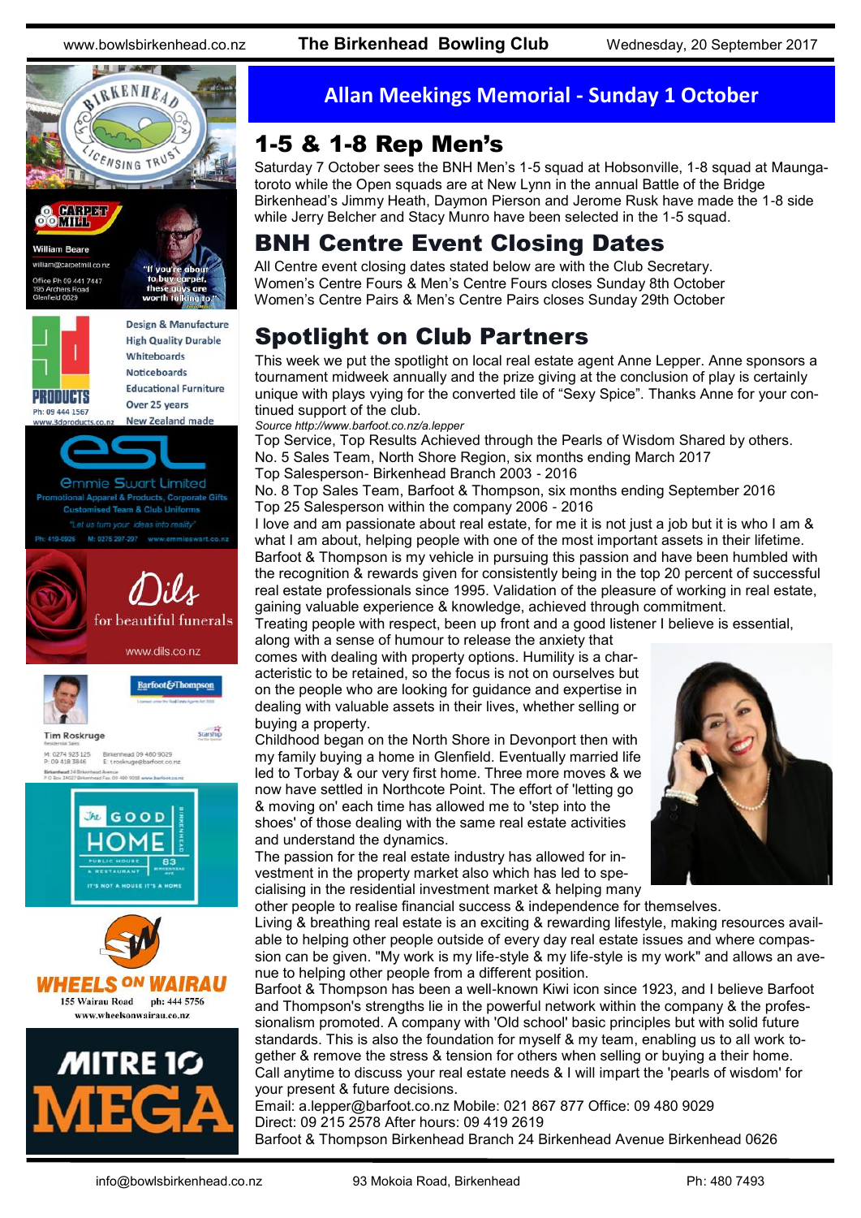## Allan Meekings Memorial - Sunday 1 October

## 1-5 & 1-8 Rep Men's

Saturday 7 October sees the BNH Men's 1-5 squad at Hobsonville, 1-8 squad at Maungatoroto while the Open squads are at New Lynn in the annual Battle of the Bridge Birkenhead's Jimmy Heath, Daymon Pierson and Jerome Rusk have made the 1-8 side while Jerry Belcher and Stacy Munro have been selected in the 1-5 squad.

## BNH Centre Event Closing Dates

All Centre event closing dates stated below are with the Club Secretary.
Women's Centre Fours & Men's Centre Fours closes Sunday 8th October
Women's Centre Pairs & Men's Centre Pairs closes Sunday 29th October

## Spotlight on Club Partners

This week we put the spotlight on local real estate agent Anne Lepper. Anne sponsors a tournament midweek annually and the prize giving at the conclusion of play is certainly unique with plays vying for the converted tile of "Sexy Spice". Thanks Anne for your continued support of the club.

*Source http://www.barfoot.co.nz/a.lepper*

Top Service, Top Results Achieved through the Pearls of Wisdom Shared by others.
No. 5 Sales Team, North Shore Region, six months ending March 2017
Top Salesperson- Birkenhead Branch 2003 - 2016
No. 8 Top Sales Team, Barfoot & Thompson, six months ending September 2016
Top 25 Salesperson within the company 2006 - 2016

I love and am passionate about real estate, for me it is not just a job but it is who I am & what I am about, helping people with one of the most important assets in their lifetime. Barfoot & Thompson is my vehicle in pursuing this passion and have been humbled with the recognition & rewards given for consistently being in the top 20 percent of successful real estate professionals since 1995. Validation of the pleasure of working in real estate, gaining valuable experience & knowledge, achieved through commitment.

Treating people with respect, been up front and a good listener I believe is essential, along with a sense of humour to release the anxiety that comes with dealing with property options. Humility is a characteristic to be retained, so the focus is not on ourselves but on the people who are looking for guidance and expertise in dealing with valuable assets in their lives, whether selling or buying a property.

Childhood began on the North Shore in Devonport then with my family buying a home in Glenfield. Eventually married life led to Torbay & our very first home. Three more moves & we now have settled in Northcote Point. The effort of 'letting go & moving on' each time has allowed me to 'step into the shoes' of those dealing with the same real estate activities and understand the dynamics.

The passion for the real estate industry has allowed for investment in the property market also which has led to specialising in the residential investment market & helping many other people to realise financial success & independence for themselves.

Living & breathing real estate is an exciting & rewarding lifestyle, making resources available to helping other people outside of every day real estate issues and where compassion can be given. "My work is my life-style & my life-style is my work" and allows an avenue to helping other people from a different position.

Barfoot & Thompson has been a well-known Kiwi icon since 1923, and I believe Barfoot and Thompson's strengths lie in the powerful network within the company & the professionalism promoted. A company with 'Old school' basic principles but with solid future standards. This is also the foundation for myself & my team, enabling us to all work together & remove the stress & tension for others when selling or buying a their home. Call anytime to discuss your real estate needs & I will impart the 'pearls of wisdom' for your present & future decisions.

Email: a.lepper@barfoot.co.nz Mobile: 021 867 877 Office: 09 480 9029
Direct: 09 215 2578 After hours: 09 419 2619
Barfoot & Thompson Birkenhead Branch 24 Birkenhead Avenue Birkenhead 0626

Birkenhead Licensing Trust

Carpet Mill
William Beare
william@carpetmill.co.nz
Office Ph 09 441 7447
195 Archers Road
Glenfield 0629
"If you're about to buy carpet, these guys are worth talking to!"

3D Products
Design & Manufacture
High Quality Durable
Whiteboards
Noticeboards
Educational Furniture
Over 25 years
New Zealand made
Ph: 09 444 1567
www.3dproducts.co.nz

esl
Emmie Swart Limited
Promotional Apparel & Products, Corporate Gifts
Customised Team & Club Uniforms
"Let us turn your ideas into reality"
Ph: 419-0926 M: 0275 297-297 www.emmieswart.co.nz

Dils
for beautiful funerals
www.dils.co.nz

Barfoot&Thompson
Tim Roskruge
Residential Sales
M: 0274 923 125 P: 09 418 3846
Birkenhead 09 480 9029
E: troskruge@barfoot.co.nz

The Good Home
Public House & Restaurant
83 Birkenhead Ave
It's not a house it's a home

Wheels on Wairau
155 Wairau Road ph: 444 5756
www.wheelsonwairau.co.nz

Mitre 10 Mega